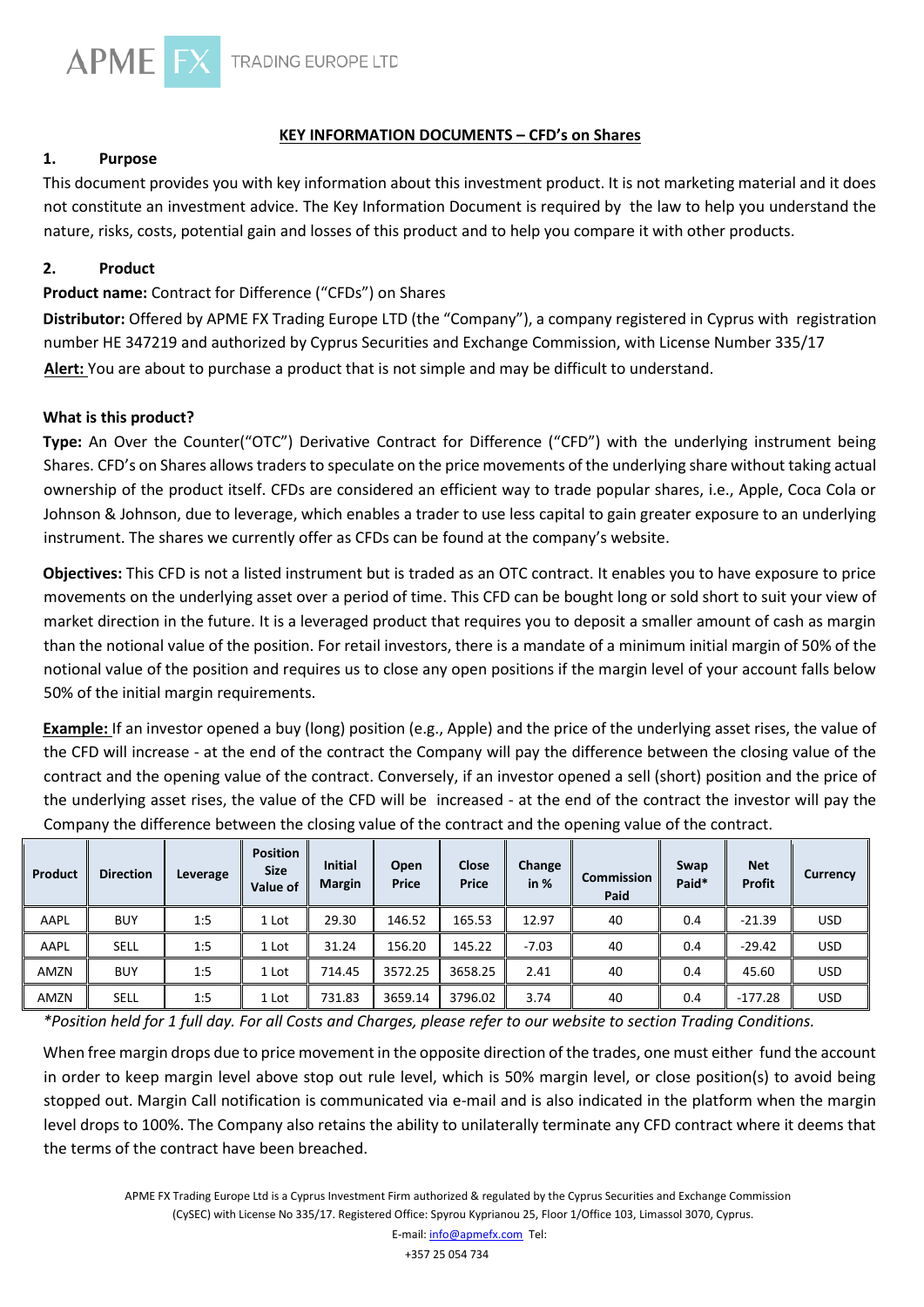## KEY INFORMATION DOCUMENTS – CFD's on Shares

### 1. Purpose

This document provides you with key information about this investment product. It is not marketing material and it does not constitute an investment advice. The Key Information Document is required by the law to help you understand the nature, risks, costs, potential gain and losses of this product and to help you compare it with other products.

### 2. Product

**Product name:** Contract for Difference ("CFDs") on Shares

**Distributor:** Offered by APME FX Trading Europe LTD (the "Company"), a company registered in Cyprus with registration number HE 347219 and authorized by Cyprus Securities and Exchange Commission, with License Number 335/17

**Alert:** You are about to purchase a product that is not simple and may be difficult to understand.

**What is this product?**

**Type:** An Over the Counter("OTC") Derivative Contract for Difference ("CFD") with the underlying instrument being Shares. CFD's on Shares allows traders to speculate on the price movements of the underlying share without taking actual ownership of the product itself. CFDs are considered an efficient way to trade popular shares, i.e., Apple, Coca Cola or Johnson & Johnson, due to leverage, which enables a trader to use less capital to gain greater exposure to an underlying instrument. The shares we currently offer as CFDs can be found at the company's website.

**Objectives:** This CFD is not a listed instrument but is traded as an OTC contract. It enables you to have exposure to price movements on the underlying asset over a period of time. This CFD can be bought long or sold short to suit your view of market direction in the future. It is a leveraged product that requires you to deposit a smaller amount of cash as margin than the notional value of the position. For retail investors, there is a mandate of a minimum initial margin of 50% of the notional value of the position and requires us to close any open positions if the margin level of your account falls below 50% of the initial margin requirements.

**Example:** If an investor opened a buy (long) position (e.g., Apple) and the price of the underlying asset rises, the value of the CFD will increase - at the end of the contract the Company will pay the difference between the closing value of the contract and the opening value of the contract. Conversely, if an investor opened a sell (short) position and the price of the underlying asset rises, the value of the CFD will be increased - at the end of the contract the investor will pay the Company the difference between the closing value of the contract and the opening value of the contract.

| Product | Direction | Leverage | Position Size Value of | Initial Margin | Open Price | Close Price | Change in % | Commission Paid | Swap Paid* | Net Profit | Currency |
|---|---|---|---|---|---|---|---|---|---|---|---|
| AAPL | BUY | 1:5 | 1 Lot | 29.30 | 146.52 | 165.53 | 12.97 | 40 | 0.4 | -21.39 | USD |
| AAPL | SELL | 1:5 | 1 Lot | 31.24 | 156.20 | 145.22 | -7.03 | 40 | 0.4 | -29.42 | USD |
| AMZN | BUY | 1:5 | 1 Lot | 714.45 | 3572.25 | 3658.25 | 2.41 | 40 | 0.4 | 45.60 | USD |
| AMZN | SELL | 1:5 | 1 Lot | 731.83 | 3659.14 | 3796.02 | 3.74 | 40 | 0.4 | -177.28 | USD |

*\*Position held for 1 full day. For all Costs and Charges, please refer to our website to section Trading Conditions.*

When free margin drops due to price movement in the opposite direction of the trades, one must either fund the account in order to keep margin level above stop out rule level, which is 50% margin level, or close position(s) to avoid being stopped out. Margin Call notification is communicated via e-mail and is also indicated in the platform when the margin level drops to 100%. The Company also retains the ability to unilaterally terminate any CFD contract where it deems that the terms of the contract have been breached.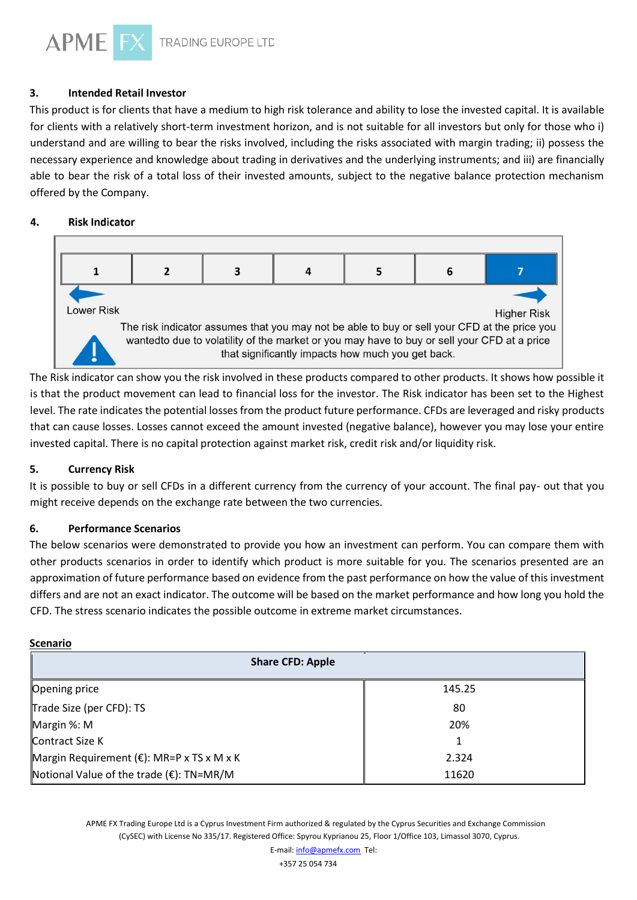### 3. Intended Retail Investor

This product is for clients that have a medium to high risk tolerance and ability to lose the invested capital. It is available for clients with a relatively short-term investment horizon, and is not suitable for all investors but only for those who i) understand and are willing to bear the risks involved, including the risks associated with margin trading; ii) possess the necessary experience and knowledge about trading in derivatives and the underlying instruments; and iii) are financially able to bear the risk of a total loss of their invested amounts, subject to the negative balance protection mechanism offered by the Company.

### 4. Risk Indicator

| 1 | 2 | 3 | 4 | 5 | 6 | **7** |
|---|---|---|---|---|---|---|

Lower Risk ← → Higher Risk

The risk indicator assumes that you may not be able to buy or sell your CFD at the price you wantedto due to volatility of the market or you may have to buy or sell your CFD at a price that significantly impacts how much you get back.

The Risk indicator can show you the risk involved in these products compared to other products. It shows how possible it is that the product movement can lead to financial loss for the investor. The Risk indicator has been set to the Highest level. The rate indicates the potential losses from the product future performance. CFDs are leveraged and risky products that can cause losses. Losses cannot exceed the amount invested (negative balance), however you may lose your entire invested capital. There is no capital protection against market risk, credit risk and/or liquidity risk.

### 5. Currency Risk

It is possible to buy or sell CFDs in a different currency from the currency of your account. The final pay- out that you might receive depends on the exchange rate between the two currencies.

### 6. Performance Scenarios

The below scenarios were demonstrated to provide you how an investment can perform. You can compare them with other products scenarios in order to identify which product is more suitable for you. The scenarios presented are an approximation of future performance based on evidence from the past performance on how the value of this investment differs and are not an exact indicator. The outcome will be based on the market performance and how long you hold the CFD. The stress scenario indicates the possible outcome in extreme market circumstances.

**Scenario**

| **Share CFD: Apple** | |
|---|---|
| Opening price | 145.25 |
| Trade Size (per CFD): TS | 80 |
| Margin %: M | 20% |
| Contract Size K | 1 |
| Margin Requirement (€): MR=P x TS x M x K | 2.324 |
| Notional Value of the trade (€): TN=MR/M | 11620 |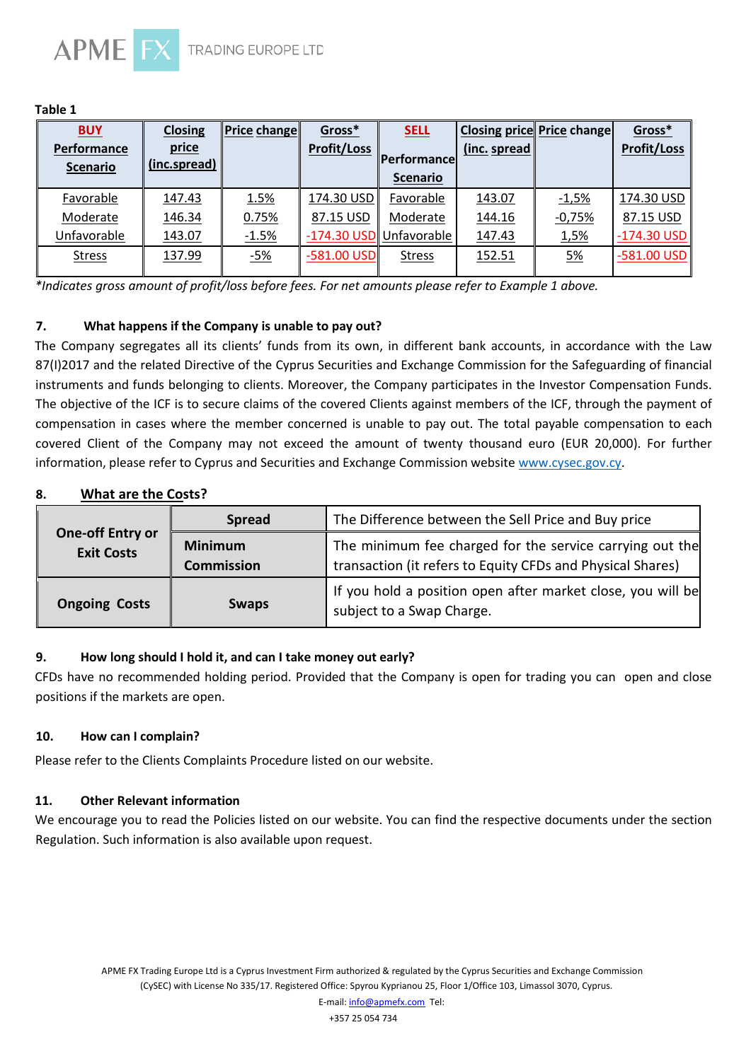**Table 1**

| **BUY Performance Scenario** | **Closing price (inc.spread)** | **Price change** | **Gross* Profit/Loss** | **SELL Performance Scenario** | **Closing price (inc. spread** | **Price change** | **Gross* Profit/Loss** |
|---|---|---|---|---|---|---|---|
| Favorable | 147.43 | 1.5% | 174.30 USD | Favorable | 143.07 | -1,5% | 174.30 USD |
| Moderate | 146.34 | 0.75% | 87.15 USD | Moderate | 144.16 | -0,75% | 87.15 USD |
| Unfavorable | 143.07 | -1.5% | -174.30 USD | Unfavorable | 147.43 | 1,5% | -174.30 USD |
| Stress | 137.99 | -5% | -581.00 USD | Stress | 152.51 | 5% | -581.00 USD |

*\*Indicates gross amount of profit/loss before fees. For net amounts please refer to Example 1 above.*

### 7. What happens if the Company is unable to pay out?

The Company segregates all its clients' funds from its own, in different bank accounts, in accordance with the Law 87(I)2017 and the related Directive of the Cyprus Securities and Exchange Commission for the Safeguarding of financial instruments and funds belonging to clients. Moreover, the Company participates in the Investor Compensation Funds. The objective of the ICF is to secure claims of the covered Clients against members of the ICF, through the payment of compensation in cases where the member concerned is unable to pay out. The total payable compensation to each covered Client of the Company may not exceed the amount of twenty thousand euro (EUR 20,000). For further information, please refer to Cyprus and Securities and Exchange Commission website www.cysec.gov.cy.

### 8. What are the Costs?

| | | |
|---|---|---|
| **One-off Entry or Exit Costs** | **Spread** | The Difference between the Sell Price and Buy price |
| | **Minimum Commission** | The minimum fee charged for the service carrying out the transaction (it refers to Equity CFDs and Physical Shares) |
| **Ongoing Costs** | **Swaps** | If you hold a position open after market close, you will be subject to a Swap Charge. |

### 9. How long should I hold it, and can I take money out early?

CFDs have no recommended holding period. Provided that the Company is open for trading you can open and close positions if the markets are open.

### 10. How can I complain?

Please refer to the Clients Complaints Procedure listed on our website.

### 11. Other Relevant information

We encourage you to read the Policies listed on our website. You can find the respective documents under the section Regulation. Such information is also available upon request.